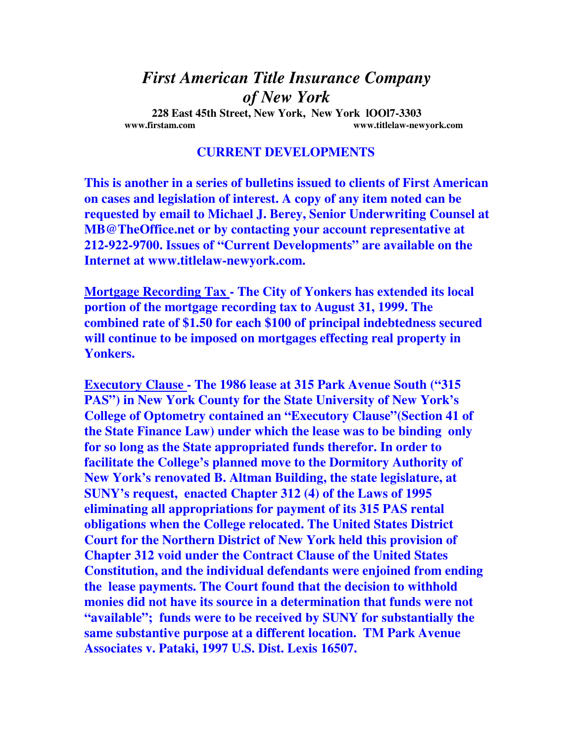# *First American Title Insurance Company of New York*

**228 East 45th Street, New York, New York lOOl7-3303**

**www.firstam.com** **www.titlelaw-newyork.com**

## CURRENT DEVELOPMENTS

**This is another in a series of bulletins issued to clients of First American on cases and legislation of interest. A copy of any item noted can be requested by email to Michael J. Berey, Senior Underwriting Counsel at MB@TheOffice.net or by contacting your account representative at 212-922-9700. Issues of "Current Developments" are available on the Internet at www.titlelaw-newyork.com.**

**Mortgage Recording Tax - The City of Yonkers has extended its local portion of the mortgage recording tax to August 31, 1999. The combined rate of $1.50 for each $100 of principal indebtedness secured will continue to be imposed on mortgages effecting real property in Yonkers.**

**Executory Clause - The 1986 lease at 315 Park Avenue South ("315 PAS") in New York County for the State University of New York's College of Optometry contained an "Executory Clause"(Section 41 of the State Finance Law) under which the lease was to be binding only for so long as the State appropriated funds therefor. In order to facilitate the College's planned move to the Dormitory Authority of New York's renovated B. Altman Building, the state legislature, at SUNY's request, enacted Chapter 312 (4) of the Laws of 1995 eliminating all appropriations for payment of its 315 PAS rental obligations when the College relocated. The United States District Court for the Northern District of New York held this provision of Chapter 312 void under the Contract Clause of the United States Constitution, and the individual defendants were enjoined from ending the lease payments. The Court found that the decision to withhold monies did not have its source in a determination that funds were not "available"; funds were to be received by SUNY for substantially the same substantive purpose at a different location. TM Park Avenue Associates v. Pataki, 1997 U.S. Dist. Lexis 16507.**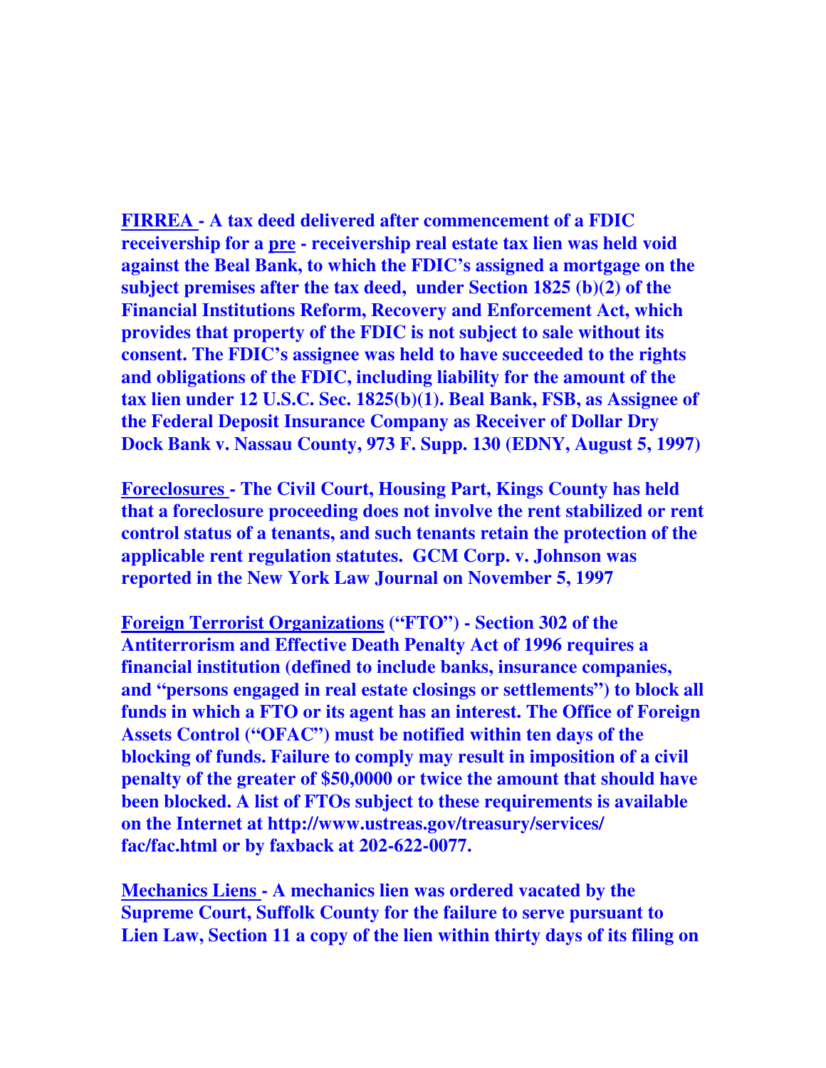**<u>FIRREA</u> - A tax deed delivered after commencement of a FDIC receivership for a <u>pre</u> - receivership real estate tax lien was held void against the Beal Bank, to which the FDIC's assigned a mortgage on the subject premises after the tax deed, under Section 1825 (b)(2) of the Financial Institutions Reform, Recovery and Enforcement Act, which provides that property of the FDIC is not subject to sale without its consent. The FDIC's assignee was held to have succeeded to the rights and obligations of the FDIC, including liability for the amount of the tax lien under 12 U.S.C. Sec. 1825(b)(1). Beal Bank, FSB, as Assignee of the Federal Deposit Insurance Company as Receiver of Dollar Dry Dock Bank v. Nassau County, 973 F. Supp. 130 (EDNY, August 5, 1997)**

**<u>Foreclosures</u> - The Civil Court, Housing Part, Kings County has held that a foreclosure proceeding does not involve the rent stabilized or rent control status of a tenants, and such tenants retain the protection of the applicable rent regulation statutes. GCM Corp. v. Johnson was reported in the New York Law Journal on November 5, 1997**

**<u>Foreign Terrorist Organizations</u> ("FTO") - Section 302 of the Antiterrorism and Effective Death Penalty Act of 1996 requires a financial institution (defined to include banks, insurance companies, and "persons engaged in real estate closings or settlements") to block all funds in which a FTO or its agent has an interest. The Office of Foreign Assets Control ("OFAC") must be notified within ten days of the blocking of funds. Failure to comply may result in imposition of a civil penalty of the greater of $50,0000 or twice the amount that should have been blocked. A list of FTOs subject to these requirements is available on the Internet at http://www.ustreas.gov/treasury/services/fac/fac.html or by faxback at 202-622-0077.**

**<u>Mechanics Liens</u> - A mechanics lien was ordered vacated by the Supreme Court, Suffolk County for the failure to serve pursuant to Lien Law, Section 11 a copy of the lien within thirty days of its filing on**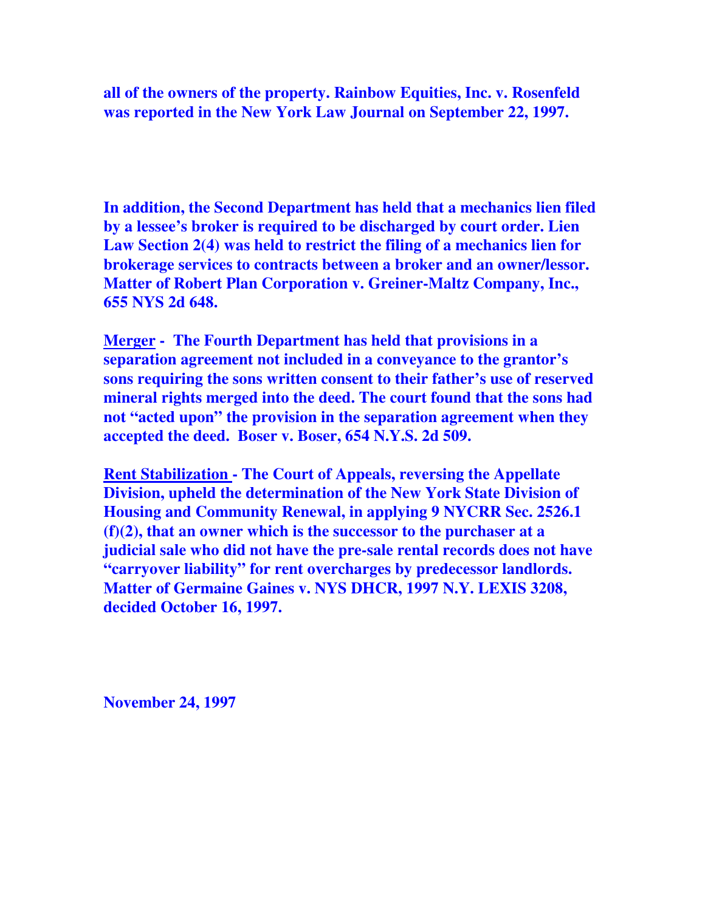**all of the owners of the property. Rainbow Equities, Inc. v. Rosenfeld was reported in the New York Law Journal on September 22, 1997.**

**In addition, the Second Department has held that a mechanics lien filed by a lessee's broker is required to be discharged by court order. Lien Law Section 2(4) was held to restrict the filing of a mechanics lien for brokerage services to contracts between a broker and an owner/lessor. Matter of Robert Plan Corporation v. Greiner-Maltz Company, Inc., 655 NYS 2d 648.**

**<u>Merger</u> - The Fourth Department has held that provisions in a separation agreement not included in a conveyance to the grantor's sons requiring the sons written consent to their father's use of reserved mineral rights merged into the deed. The court found that the sons had not "acted upon" the provision in the separation agreement when they accepted the deed. Boser v. Boser, 654 N.Y.S. 2d 509.**

**<u>Rent Stabilization</u> - The Court of Appeals, reversing the Appellate Division, upheld the determination of the New York State Division of Housing and Community Renewal, in applying 9 NYCRR Sec. 2526.1 (f)(2), that an owner which is the successor to the purchaser at a judicial sale who did not have the pre-sale rental records does not have "carryover liability" for rent overcharges by predecessor landlords. Matter of Germaine Gaines v. NYS DHCR, 1997 N.Y. LEXIS 3208, decided October 16, 1997.**

**November 24, 1997**